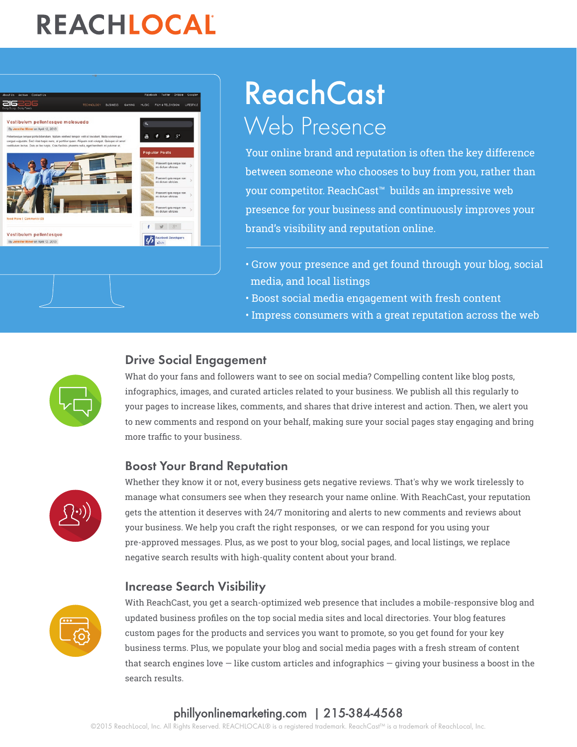REACHLOCAL

# ReachCast

## Web Presence

Your online brand and reputation is often the key difference between someone who chooses to buy from you, rather than your competitor. ReachCast™ builds an impressive web presence for your business and continuously improves your brand's visibility and reputation online.

- Grow your presence and get found through your blog, social media, and local listings
- Boost social media engagement with fresh content
- Impress consumers with a great reputation across the web

### Drive Social Engagement

What do your fans and followers want to see on social media? Compelling content like blog posts, infographics, images, and curated articles related to your business. We publish all this regularly to your pages to increase likes, comments, and shares that drive interest and action. Then, we alert you to new comments and respond on your behalf, making sure your social pages stay engaging and bring more traffic to your business.

### Boost Your Brand Reputation

Whether they know it or not, every business gets negative reviews. That's why we work tirelessly to manage what consumers see when they research your name online. With ReachCast, your reputation gets the attention it deserves with 24/7 monitoring and alerts to new comments and reviews about your business. We help you craft the right responses, or we can respond for you using your pre-approved messages. Plus, as we post to your blog, social pages, and local listings, we replace negative search results with high-quality content about your brand.

### Increase Search Visibility

With ReachCast, you get a search-optimized web presence that includes a mobile-responsive blog and updated business profiles on the top social media sites and local directories. Your blog features custom pages for the products and services you want to promote, so you get found for your key business terms. Plus, we populate your blog and social media pages with a fresh stream of content that search engines love — like custom articles and infographics — giving your business a boost in the search results.

phillyonlinemarketing.com | 215-384-4568

©2015 ReachLocal, Inc. All Rights Reserved. REACHLOCAL® is a registered trademark. ReachCast™ is a trademark of ReachLocal, Inc.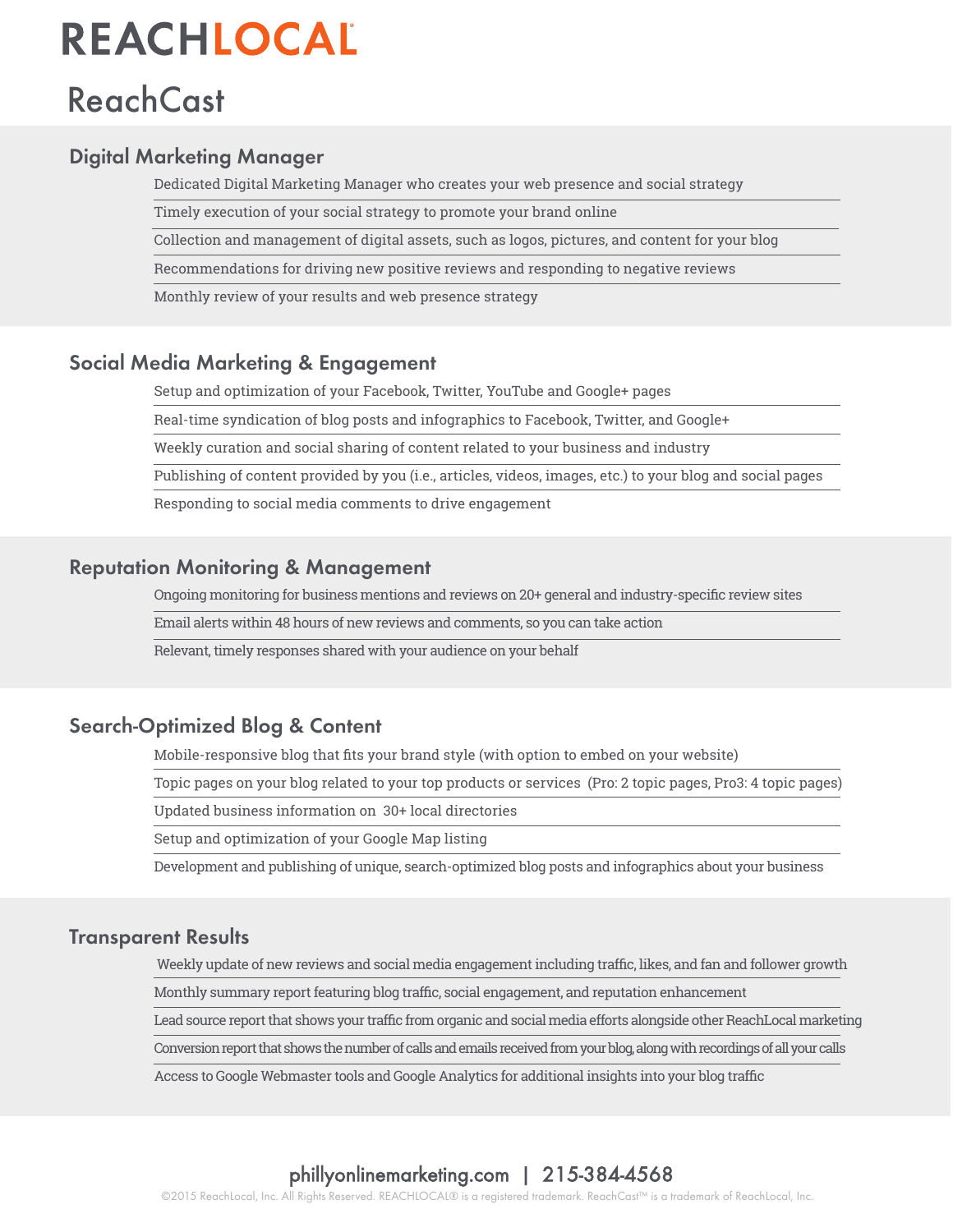# REACHLOCAL

## ReachCast

### Digital Marketing Manager

- Dedicated Digital Marketing Manager who creates your web presence and social strategy
- Timely execution of your social strategy to promote your brand online
- Collection and management of digital assets, such as logos, pictures, and content for your blog
- Recommendations for driving new positive reviews and responding to negative reviews
- Monthly review of your results and web presence strategy

### Social Media Marketing & Engagement

- Setup and optimization of your Facebook, Twitter, YouTube and Google+ pages
- Real-time syndication of blog posts and infographics to Facebook, Twitter, and Google+
- Weekly curation and social sharing of content related to your business and industry
- Publishing of content provided by you (i.e., articles, videos, images, etc.) to your blog and social pages
- Responding to social media comments to drive engagement

### Reputation Monitoring & Management

- Ongoing monitoring for business mentions and reviews on 20+ general and industry-specific review sites
- Email alerts within 48 hours of new reviews and comments, so you can take action
- Relevant, timely responses shared with your audience on your behalf

### Search-Optimized Blog & Content

- Mobile-responsive blog that fits your brand style (with option to embed on your website)
- Topic pages on your blog related to your top products or services (Pro: 2 topic pages, Pro3: 4 topic pages)
- Updated business information on 30+ local directories
- Setup and optimization of your Google Map listing
- Development and publishing of unique, search-optimized blog posts and infographics about your business

### Transparent Results

- Weekly update of new reviews and social media engagement including traffic, likes, and fan and follower growth
- Monthly summary report featuring blog traffic, social engagement, and reputation enhancement
- Lead source report that shows your traffic from organic and social media efforts alongside other ReachLocal marketing
- Conversion report that shows the number of calls and emails received from your blog, along with recordings of all your calls
- Access to Google Webmaster tools and Google Analytics for additional insights into your blog traffic

phillyonlinemarketing.com | 215-384-4568

©2015 ReachLocal, Inc. All Rights Reserved. REACHLOCAL® is a registered trademark. ReachCast™ is a trademark of ReachLocal, Inc.